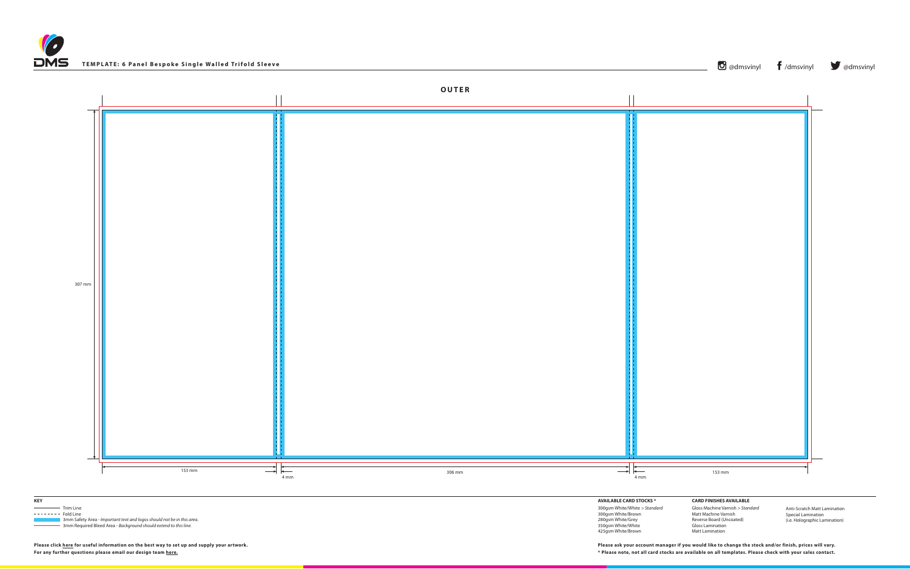# TEMPLATE: 6 Panel Bespoke Single Walled Trifold Sleeve

@dmsvinyl /dmsvinyl @dmsvinyl

## OUTER

307 mm

153 mm | 4 mm | 306 mm | 4 mm | 153 mm

**KEY**

- Trim Line
- Fold Line
- 3mm Safety Area - *Important text and logos should not be in this area.*
- 3mm Required Bleed Area - *Background should extend to this line.*

**Please click here for useful information on the best way to set up and supply your artwork.**
**For any further questions please email our design team here.**

**AVAILABLE CARD STOCKS \***

- 300gsm White/White > *Standard*
- 300gsm White/Brown
- 280gsm White/Grey
- 350gsm White/White
- 425gsm White/Brown

**CARD FINISHES AVAILABLE**

- Gloss Machine Varnish > *Standard*
- Matt Machine Varnish
- Reverse Board (Uncoated)
- Gloss Lamination
- Matt Lamination
- Anti-Scratch Matt Lamination
- Special Lamination (i.e. Holographic Lamination)

**Please ask your account manager if you would like to change the stock and/or finish, prices will vary.**
**\* Please note, not all card stocks are available on all templates. Please check with your sales contact.**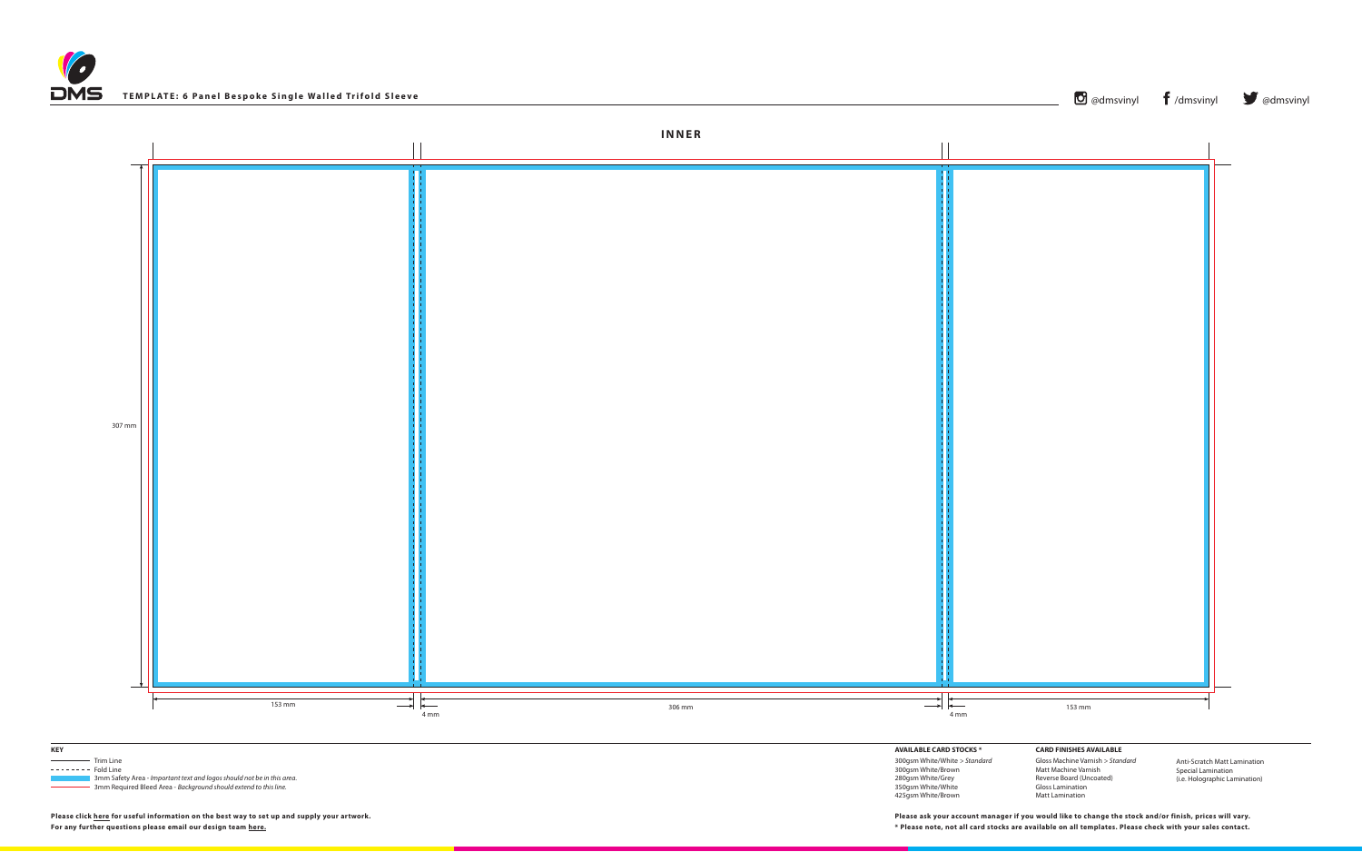DMS

**TEMPLATE: 6 Panel Bespoke Single Walled Trifold Sleeve**

@dmsvinyl /dmsvinyl @dmsvinyl

## INNER

307 mm

153 mm

4 mm

306 mm

4 mm

153 mm

**KEY**

Trim Line

Fold Line

3mm Safety Area - *Important text and logos should not be in this area.*

3mm Required Bleed Area - *Background should extend to this line.*

**Please click here for useful information on the best way to set up and supply your artwork.**
**For any further questions please email our design team here.**

**AVAILABLE CARD STOCKS \***

300gsm White/White > *Standard*
300gsm White/Brown
280gsm White/Grey
350gsm White/White
425gsm White/Brown

**CARD FINISHES AVAILABLE**

Gloss Machine Varnish > *Standard*
Matt Machine Varnish
Reverse Board (Uncoated)
Gloss Lamination
Matt Lamination
Anti-Scratch Matt Lamination
Special Lamination
(i.e. Holographic Lamination)

**Please ask your account manager if you would like to change the stock and/or finish, prices will vary.**
**\* Please note, not all card stocks are available on all templates. Please check with your sales contact.**